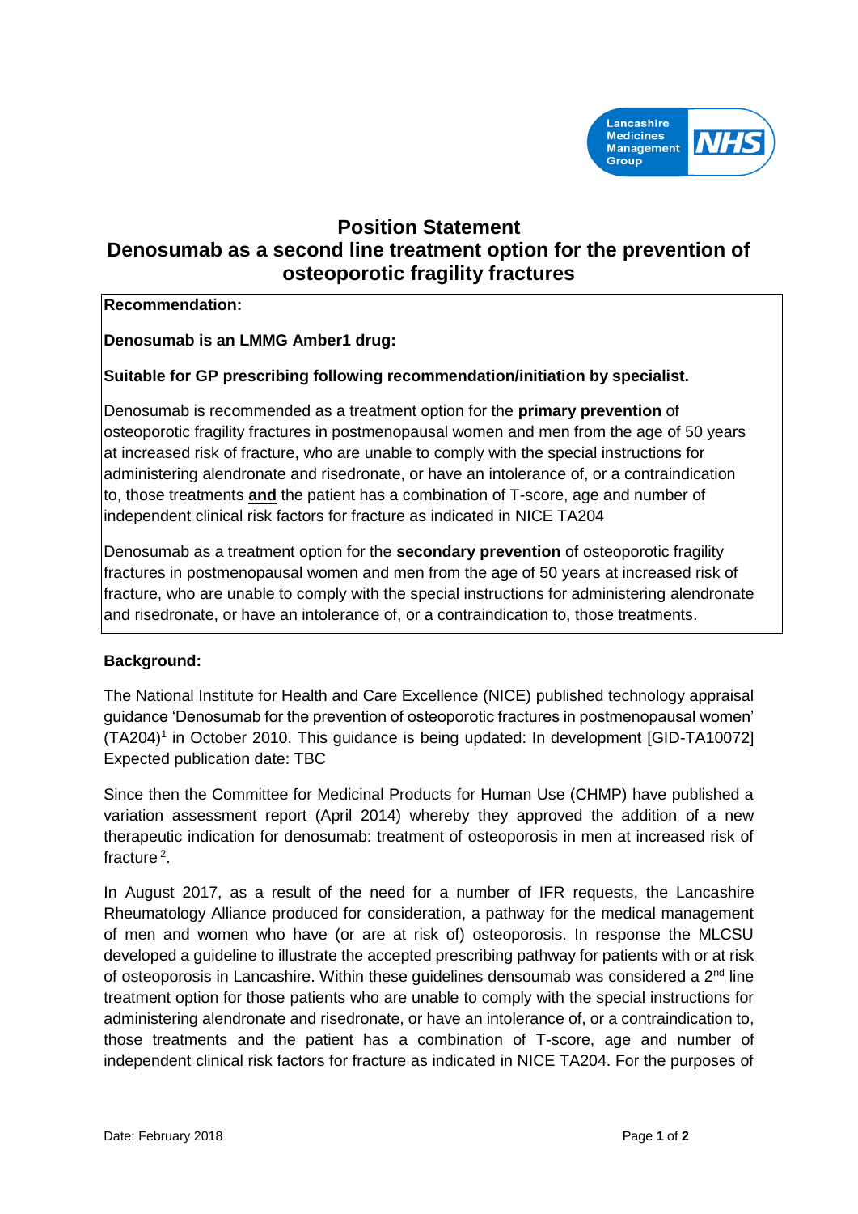Lancashire Medicines Management Group NHS

# Position Statement
## Denosumab as a second line treatment option for the prevention of osteoporotic fragility fractures

**Recommendation:**

**Denosumab is an LMMG Amber1 drug:**

**Suitable for GP prescribing following recommendation/initiation by specialist.**

Denosumab is recommended as a treatment option for the **primary prevention** of osteoporotic fragility fractures in postmenopausal women and men from the age of 50 years at increased risk of fracture, who are unable to comply with the special instructions for administering alendronate and risedronate, or have an intolerance of, or a contraindication to, those treatments **and** the patient has a combination of T-score, age and number of independent clinical risk factors for fracture as indicated in NICE TA204

Denosumab as a treatment option for the **secondary prevention** of osteoporotic fragility fractures in postmenopausal women and men from the age of 50 years at increased risk of fracture, who are unable to comply with the special instructions for administering alendronate and risedronate, or have an intolerance of, or a contraindication to, those treatments.

**Background:**

The National Institute for Health and Care Excellence (NICE) published technology appraisal guidance 'Denosumab for the prevention of osteoporotic fractures in postmenopausal women' (TA204)[1] in October 2010. This guidance is being updated: In development [GID-TA10072] Expected publication date: TBC

Since then the Committee for Medicinal Products for Human Use (CHMP) have published a variation assessment report (April 2014) whereby they approved the addition of a new therapeutic indication for denosumab: treatment of osteoporosis in men at increased risk of fracture [2].

In August 2017, as a result of the need for a number of IFR requests, the Lancashire Rheumatology Alliance produced for consideration, a pathway for the medical management of men and women who have (or are at risk of) osteoporosis. In response the MLCSU developed a guideline to illustrate the accepted prescribing pathway for patients with or at risk of osteoporosis in Lancashire. Within these guidelines densoumab was considered a 2nd line treatment option for those patients who are unable to comply with the special instructions for administering alendronate and risedronate, or have an intolerance of, or a contraindication to, those treatments and the patient has a combination of T-score, age and number of independent clinical risk factors for fracture as indicated in NICE TA204. For the purposes of

Date: February 2018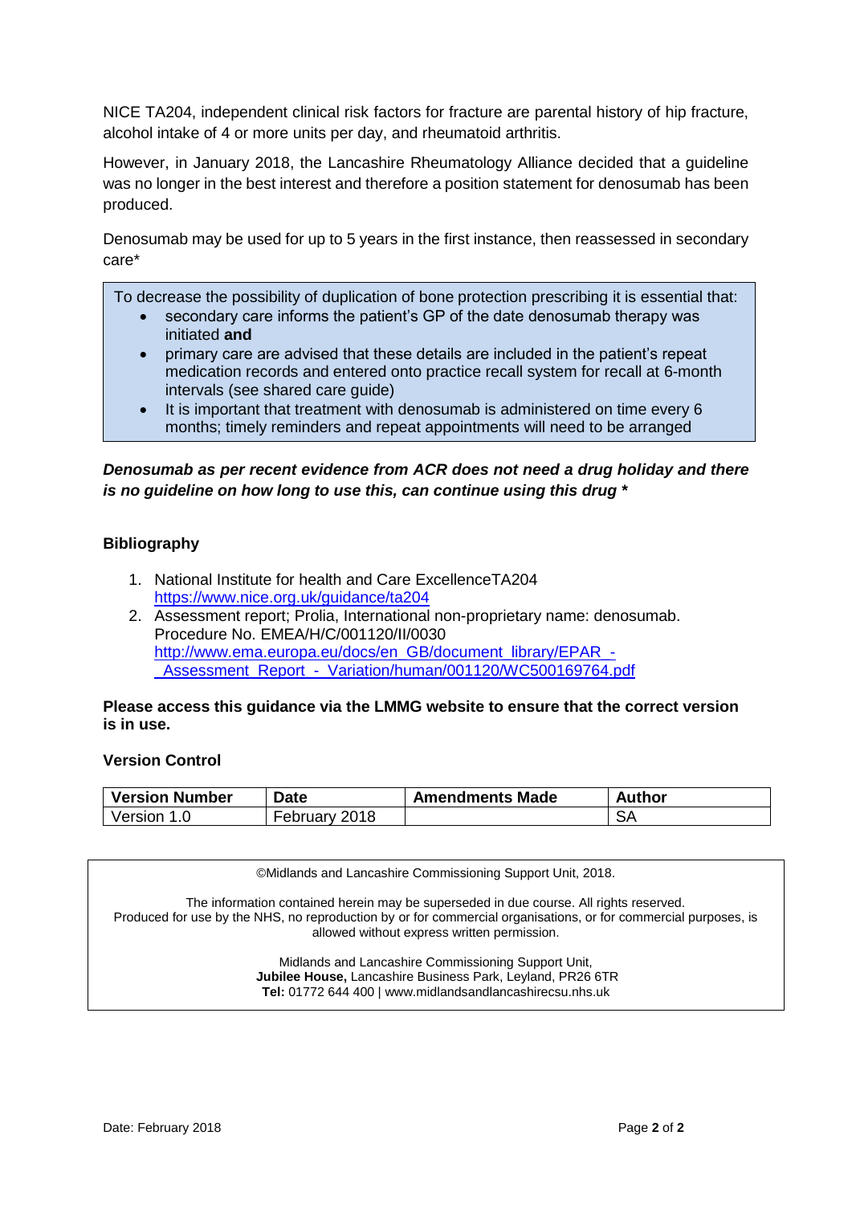NICE TA204, independent clinical risk factors for fracture are parental history of hip fracture, alcohol intake of 4 or more units per day, and rheumatoid arthritis.

However, in January 2018, the Lancashire Rheumatology Alliance decided that a guideline was no longer in the best interest and therefore a position statement for denosumab has been produced.

Denosumab may be used for up to 5 years in the first instance, then reassessed in secondary care*

> To decrease the possibility of duplication of bone protection prescribing it is essential that:
> - secondary care informs the patient's GP of the date denosumab therapy was initiated **and**
> - primary care are advised that these details are included in the patient's repeat medication records and entered onto practice recall system for recall at 6-month intervals (see shared care guide)
> - It is important that treatment with denosumab is administered on time every 6 months; timely reminders and repeat appointments will need to be arranged

***Denosumab as per recent evidence from ACR does not need a drug holiday and there is no guideline on how long to use this, can continue using this drug ****

### Bibliography

1. National Institute for health and Care ExcellenceTA204 https://www.nice.org.uk/guidance/ta204
2. Assessment report; Prolia, International non-proprietary name: denosumab. Procedure No. EMEA/H/C/001120/II/0030 http://www.ema.europa.eu/docs/en_GB/document_library/EPAR_-_Assessment_Report_-_Variation/human/001120/WC500169764.pdf

**Please access this guidance via the LMMG website to ensure that the correct version is in use.**

### Version Control

| Version Number | Date | Amendments Made | Author |
|---|---|---|---|
| Version 1.0 | February 2018 | | SA |

©Midlands and Lancashire Commissioning Support Unit, 2018.

The information contained herein may be superseded in due course. All rights reserved. Produced for use by the NHS, no reproduction by or for commercial organisations, or for commercial purposes, is allowed without express written permission.

Midlands and Lancashire Commissioning Support Unit,
**Jubilee House,** Lancashire Business Park, Leyland, PR26 6TR
**Tel:** 01772 644 400 | www.midlandsandlancashirecsu.nhs.uk